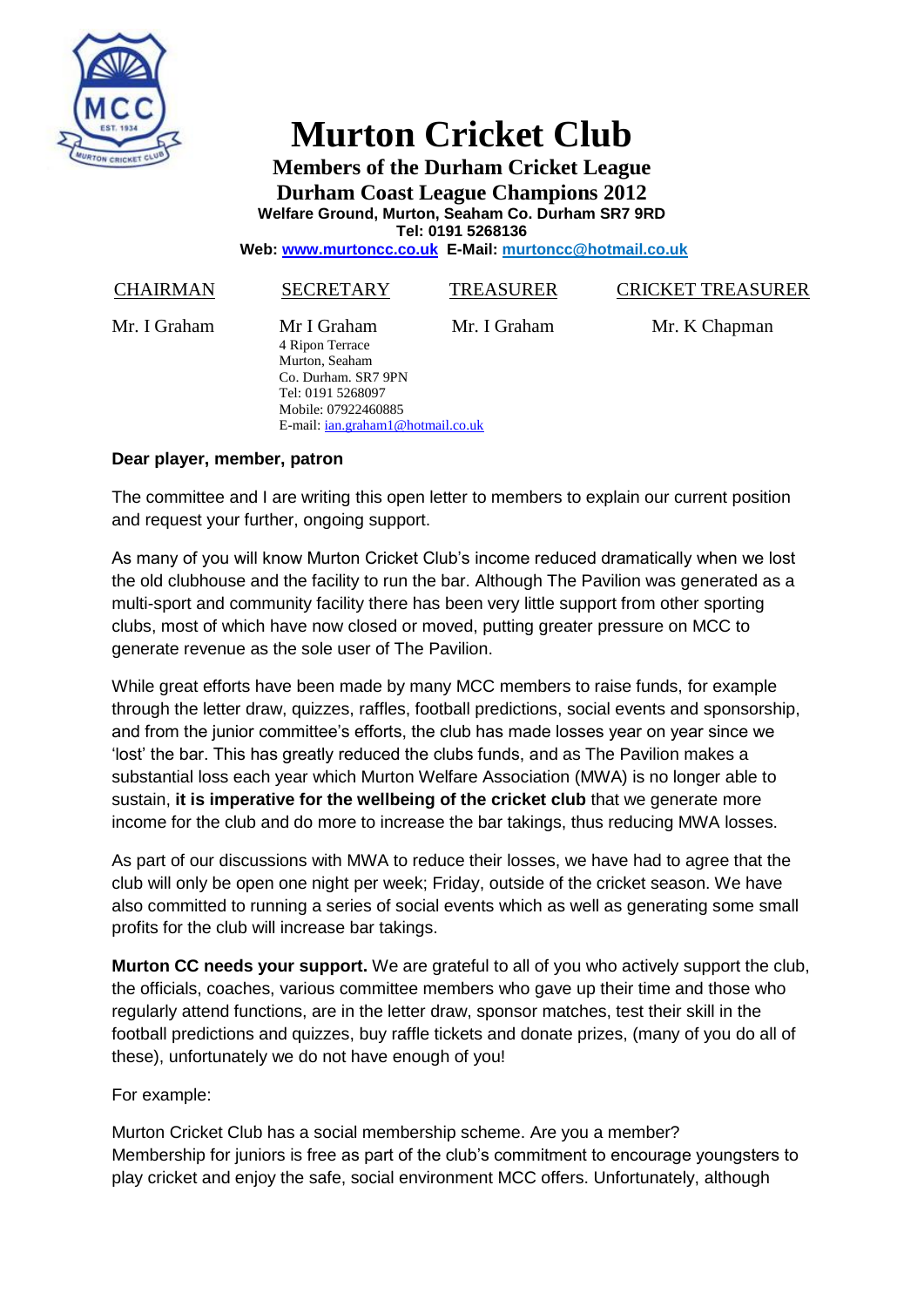# Murton Cricket Club

**Members of the Durham Cricket League**
**Durham Coast League Champions 2012**
**Welfare Ground, Murton, Seaham Co. Durham SR7 9RD**
**Tel: 0191 5268136**
**Web: www.murtoncc.co.uk E-Mail: murtoncc@hotmail.co.uk**

| CHAIRMAN | SECRETARY | TREASURER | CRICKET TREASURER |
|---|---|---|---|
| Mr. I Graham | Mr I Graham<br>4 Ripon Terrace<br>Murton, Seaham<br>Co. Durham. SR7 9PN<br>Tel: 0191 5268097<br>Mobile: 07922460885<br>E-mail: ian.graham1@hotmail.co.uk | Mr. I Graham | Mr. K Chapman |

**Dear player, member, patron**

The committee and I are writing this open letter to members to explain our current position and request your further, ongoing support.

As many of you will know Murton Cricket Club's income reduced dramatically when we lost the old clubhouse and the facility to run the bar. Although The Pavilion was generated as a multi-sport and community facility there has been very little support from other sporting clubs, most of which have now closed or moved, putting greater pressure on MCC to generate revenue as the sole user of The Pavilion.

While great efforts have been made by many MCC members to raise funds, for example through the letter draw, quizzes, raffles, football predictions, social events and sponsorship, and from the junior committee's efforts, the club has made losses year on year since we 'lost' the bar. This has greatly reduced the clubs funds, and as The Pavilion makes a substantial loss each year which Murton Welfare Association (MWA) is no longer able to sustain, **it is imperative for the wellbeing of the cricket club** that we generate more income for the club and do more to increase the bar takings, thus reducing MWA losses.

As part of our discussions with MWA to reduce their losses, we have had to agree that the club will only be open one night per week; Friday, outside of the cricket season. We have also committed to running a series of social events which as well as generating some small profits for the club will increase bar takings.

**Murton CC needs your support.** We are grateful to all of you who actively support the club, the officials, coaches, various committee members who gave up their time and those who regularly attend functions, are in the letter draw, sponsor matches, test their skill in the football predictions and quizzes, buy raffle tickets and donate prizes, (many of you do all of these), unfortunately we do not have enough of you!

For example:

Murton Cricket Club has a social membership scheme. Are you a member?
Membership for juniors is free as part of the club's commitment to encourage youngsters to play cricket and enjoy the safe, social environment MCC offers. Unfortunately, although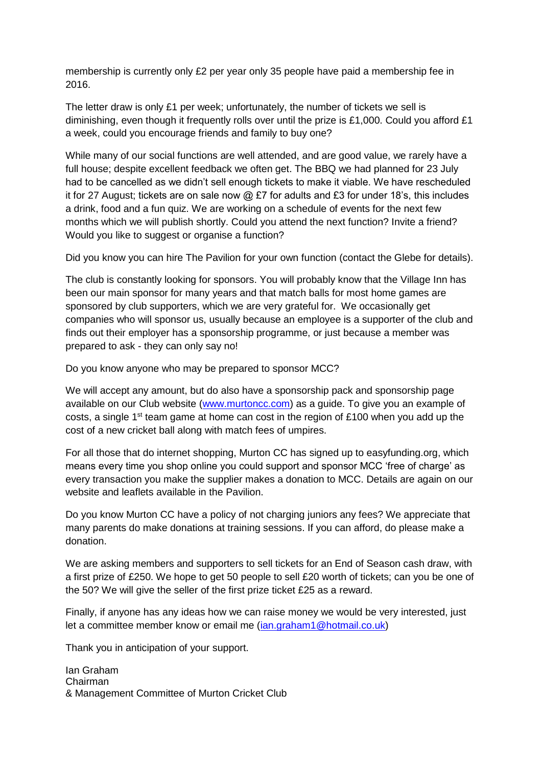membership is currently only £2 per year only 35 people have paid a membership fee in 2016.

The letter draw is only £1 per week; unfortunately, the number of tickets we sell is diminishing, even though it frequently rolls over until the prize is £1,000. Could you afford £1 a week, could you encourage friends and family to buy one?

While many of our social functions are well attended, and are good value, we rarely have a full house; despite excellent feedback we often get. The BBQ we had planned for 23 July had to be cancelled as we didn't sell enough tickets to make it viable. We have rescheduled it for 27 August; tickets are on sale now @ £7 for adults and £3 for under 18's, this includes a drink, food and a fun quiz. We are working on a schedule of events for the next few months which we will publish shortly. Could you attend the next function? Invite a friend? Would you like to suggest or organise a function?

Did you know you can hire The Pavilion for your own function (contact the Glebe for details).

The club is constantly looking for sponsors. You will probably know that the Village Inn has been our main sponsor for many years and that match balls for most home games are sponsored by club supporters, which we are very grateful for. We occasionally get companies who will sponsor us, usually because an employee is a supporter of the club and finds out their employer has a sponsorship programme, or just because a member was prepared to ask - they can only say no!

Do you know anyone who may be prepared to sponsor MCC?

We will accept any amount, but do also have a sponsorship pack and sponsorship page available on our Club website ([www.murtoncc.com](http://www.murtoncc.com)) as a guide. To give you an example of costs, a single 1st team game at home can cost in the region of £100 when you add up the cost of a new cricket ball along with match fees of umpires.

For all those that do internet shopping, Murton CC has signed up to easyfunding.org, which means every time you shop online you could support and sponsor MCC 'free of charge' as every transaction you make the supplier makes a donation to MCC. Details are again on our website and leaflets available in the Pavilion.

Do you know Murton CC have a policy of not charging juniors any fees? We appreciate that many parents do make donations at training sessions. If you can afford, do please make a donation.

We are asking members and supporters to sell tickets for an End of Season cash draw, with a first prize of £250. We hope to get 50 people to sell £20 worth of tickets; can you be one of the 50? We will give the seller of the first prize ticket £25 as a reward.

Finally, if anyone has any ideas how we can raise money we would be very interested, just let a committee member know or email me ([ian.graham1@hotmail.co.uk](mailto:ian.graham1@hotmail.co.uk))

Thank you in anticipation of your support.

Ian Graham
Chairman
& Management Committee of Murton Cricket Club